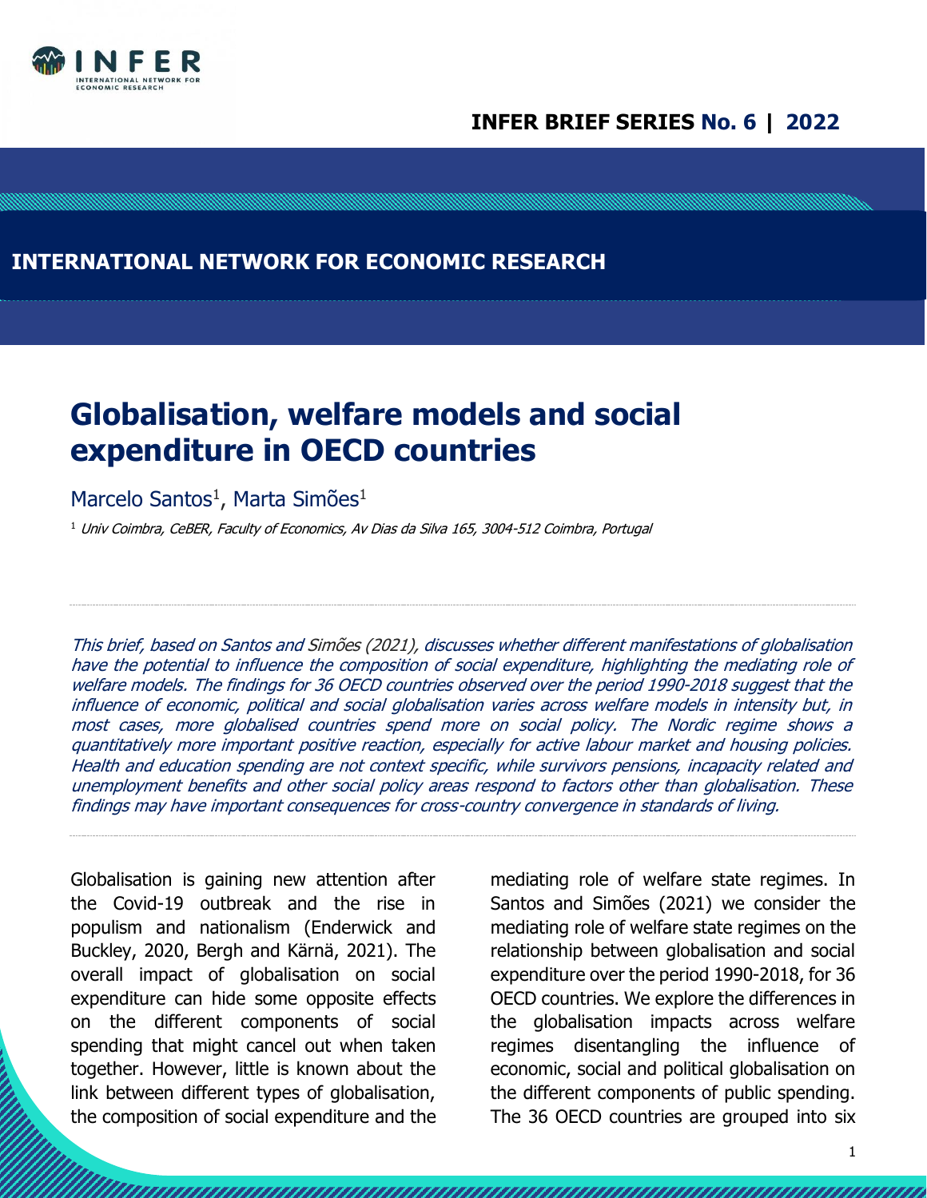INFER BRIEF SERIES No. 6 | 2022

INTERNATIONAL NETWORK FOR ECONOMIC RESEARCH

# Globalisation, welfare models and social expenditure in OECD countries

Marcelo Santos[1], Marta Simões[1]

[1] *Univ Coimbra, CeBER, Faculty of Economics, Av Dias da Silva 165, 3004-512 Coimbra, Portugal*

*This brief, based on Santos and Simões (2021), discusses whether different manifestations of globalisation have the potential to influence the composition of social expenditure, highlighting the mediating role of welfare models. The findings for 36 OECD countries observed over the period 1990-2018 suggest that the influence of economic, political and social globalisation varies across welfare models in intensity but, in most cases, more globalised countries spend more on social policy. The Nordic regime shows a quantitatively more important positive reaction, especially for active labour market and housing policies. Health and education spending are not context specific, while survivors pensions, incapacity related and unemployment benefits and other social policy areas respond to factors other than globalisation. These findings may have important consequences for cross-country convergence in standards of living.*

Globalisation is gaining new attention after the Covid-19 outbreak and the rise in populism and nationalism (Enderwick and Buckley, 2020, Bergh and Kärnä, 2021). The overall impact of globalisation on social expenditure can hide some opposite effects on the different components of social spending that might cancel out when taken together. However, little is known about the link between different types of globalisation, the composition of social expenditure and the mediating role of welfare state regimes. In Santos and Simões (2021) we consider the mediating role of welfare state regimes on the relationship between globalisation and social expenditure over the period 1990-2018, for 36 OECD countries. We explore the differences in the globalisation impacts across welfare regimes disentangling the influence of economic, social and political globalisation on the different components of public spending. The 36 OECD countries are grouped into six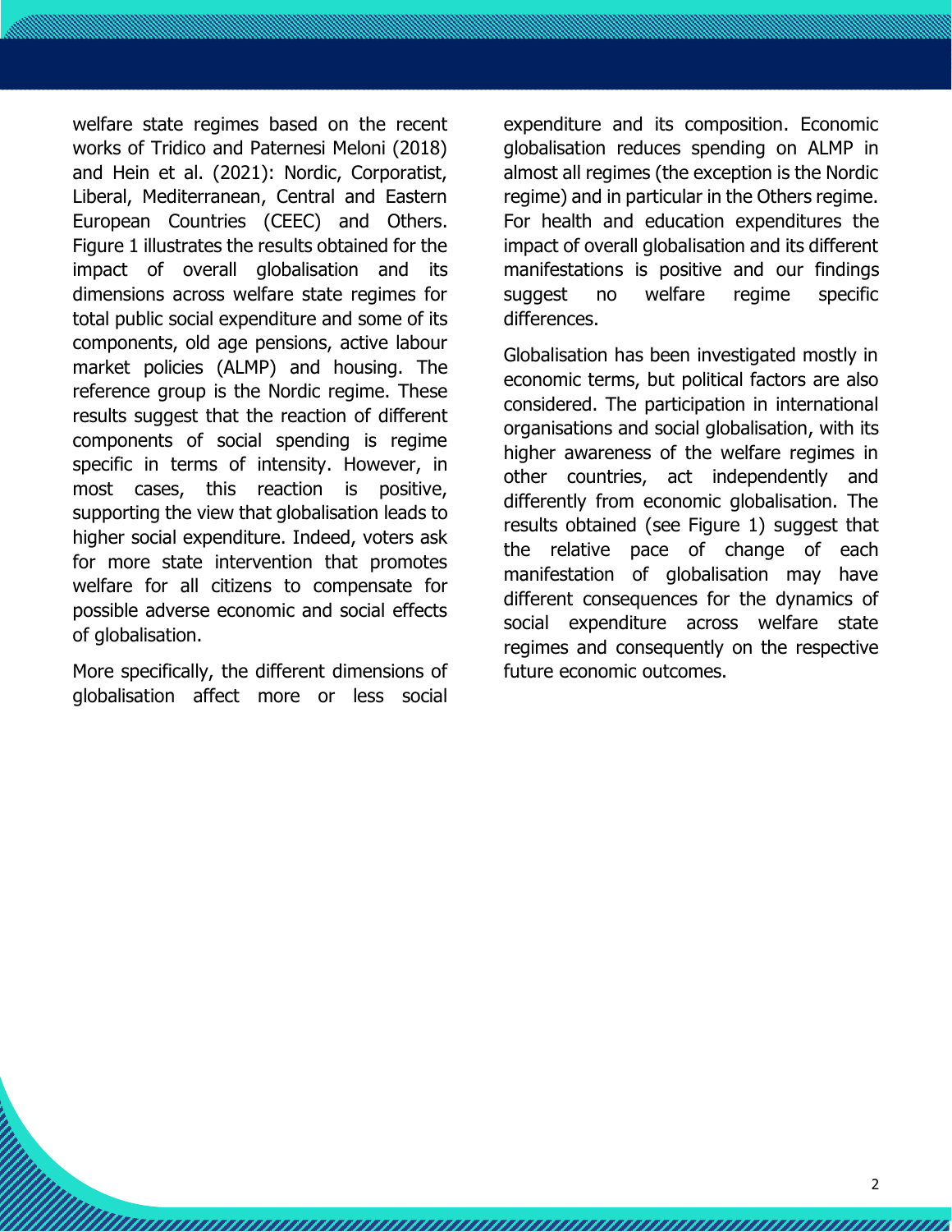welfare state regimes based on the recent works of Tridico and Paternesi Meloni (2018) and Hein et al. (2021): Nordic, Corporatist, Liberal, Mediterranean, Central and Eastern European Countries (CEEC) and Others. Figure 1 illustrates the results obtained for the impact of overall globalisation and its dimensions across welfare state regimes for total public social expenditure and some of its components, old age pensions, active labour market policies (ALMP) and housing. The reference group is the Nordic regime. These results suggest that the reaction of different components of social spending is regime specific in terms of intensity. However, in most cases, this reaction is positive, supporting the view that globalisation leads to higher social expenditure. Indeed, voters ask for more state intervention that promotes welfare for all citizens to compensate for possible adverse economic and social effects of globalisation.

More specifically, the different dimensions of globalisation affect more or less social expenditure and its composition. Economic globalisation reduces spending on ALMP in almost all regimes (the exception is the Nordic regime) and in particular in the Others regime. For health and education expenditures the impact of overall globalisation and its different manifestations is positive and our findings suggest no welfare regime specific differences.

Globalisation has been investigated mostly in economic terms, but political factors are also considered. The participation in international organisations and social globalisation, with its higher awareness of the welfare regimes in other countries, act independently and differently from economic globalisation. The results obtained (see Figure 1) suggest that the relative pace of change of each manifestation of globalisation may have different consequences for the dynamics of social expenditure across welfare state regimes and consequently on the respective future economic outcomes.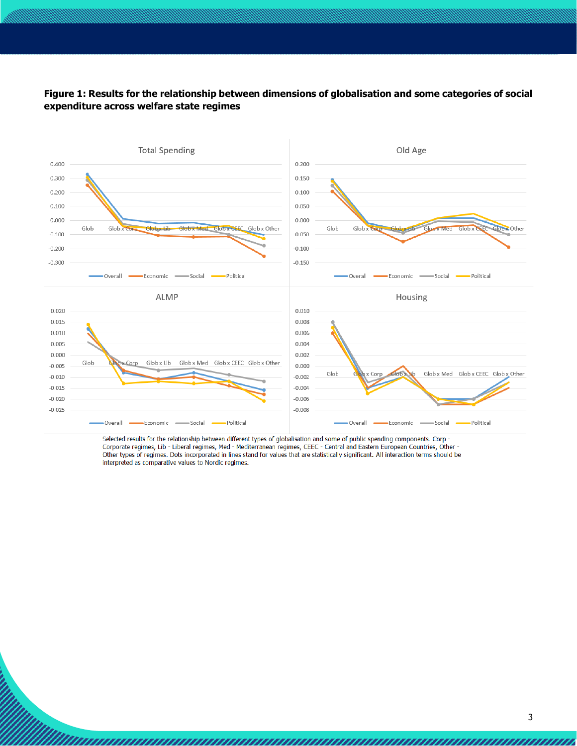**Figure 1: Results for the relationship between dimensions of globalisation and some categories of social expenditure across welfare state regimes**

Selected results for the relationship between different types of globalisation and some of public spending components. Corp - Corporate regimes, Lib - Liberal regimes, Med - Mediterranean regimes, CEEC - Central and Eastern European Countries, Other - Other types of regimes. Dots incorporated in lines stand for values that are statistically significant. All interaction terms should be interpreted as comparative values to Nordic regimes.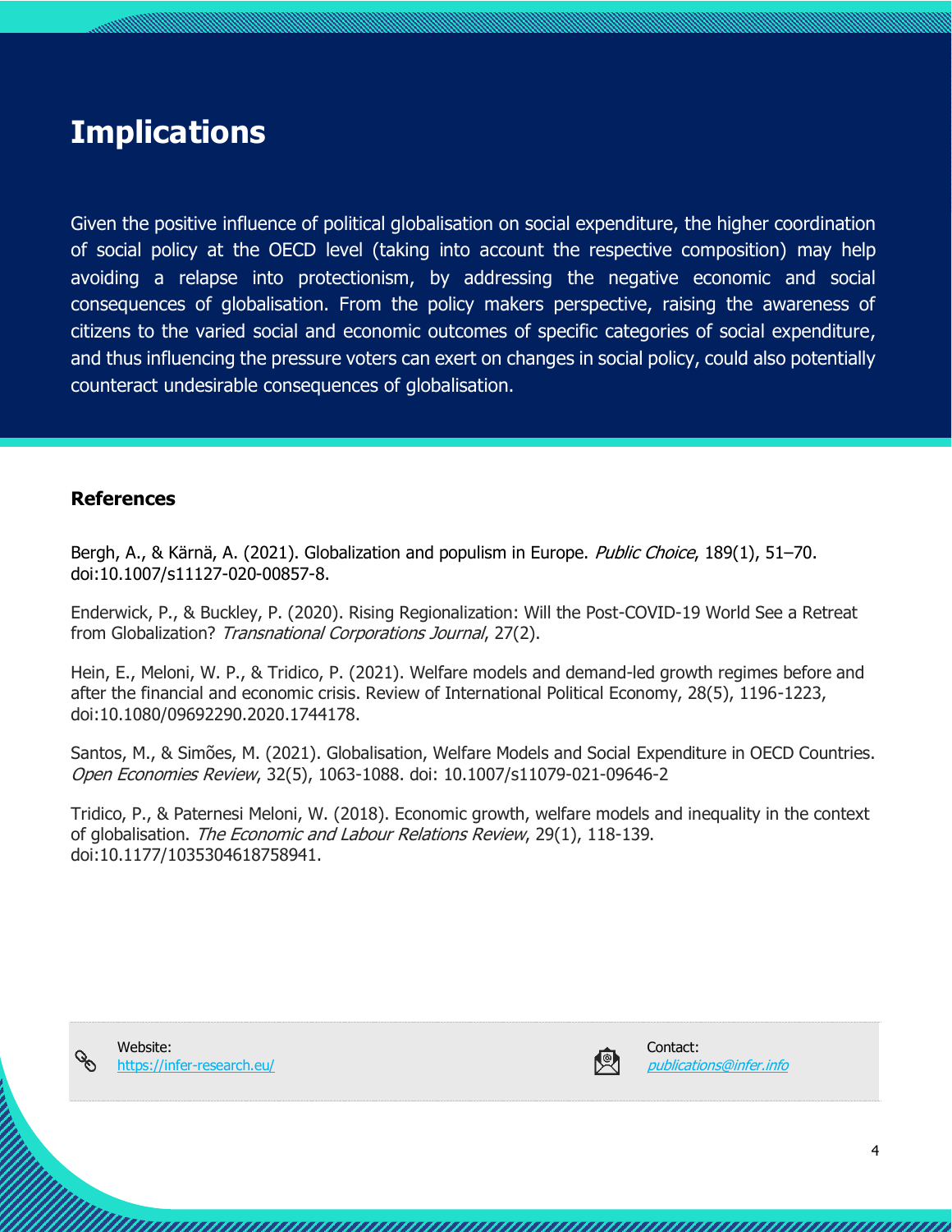# Implications

Given the positive influence of political globalisation on social expenditure, the higher coordination of social policy at the OECD level (taking into account the respective composition) may help avoiding a relapse into protectionism, by addressing the negative economic and social consequences of globalisation. From the policy makers perspective, raising the awareness of citizens to the varied social and economic outcomes of specific categories of social expenditure, and thus influencing the pressure voters can exert on changes in social policy, could also potentially counteract undesirable consequences of globalisation.

## References

Bergh, A., & Kärnä, A. (2021). Globalization and populism in Europe. *Public Choice*, 189(1), 51–70. doi:10.1007/s11127-020-00857-8.

Enderwick, P., & Buckley, P. (2020). Rising Regionalization: Will the Post-COVID-19 World See a Retreat from Globalization? *Transnational Corporations Journal*, 27(2).

Hein, E., Meloni, W. P., & Tridico, P. (2021). Welfare models and demand-led growth regimes before and after the financial and economic crisis. Review of International Political Economy, 28(5), 1196-1223, doi:10.1080/09692290.2020.1744178.

Santos, M., & Simões, M. (2021). Globalisation, Welfare Models and Social Expenditure in OECD Countries. *Open Economies Review*, 32(5), 1063-1088. doi: 10.1007/s11079-021-09646-2

Tridico, P., & Paternesi Meloni, W. (2018). Economic growth, welfare models and inequality in the context of globalisation. *The Economic and Labour Relations Review*, 29(1), 118-139. doi:10.1177/1035304618758941.

Website: https://infer-research.eu/

Contact: *publications@infer.info*